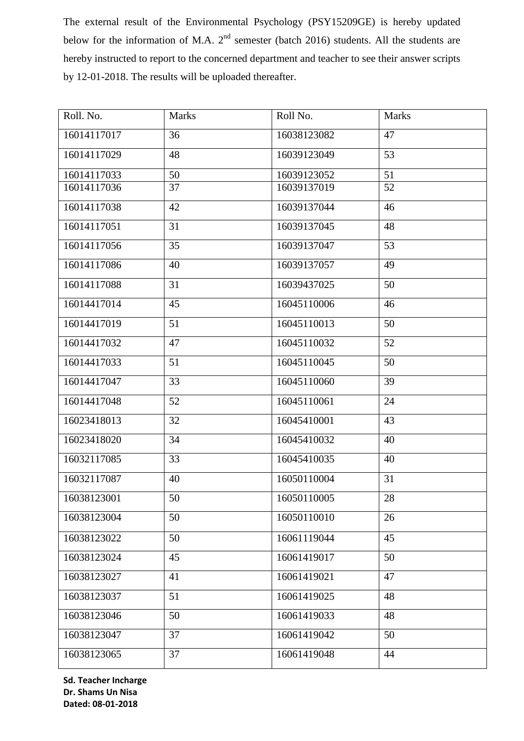The external result of the Environmental Psychology (PSY15209GE) is hereby updated below for the information of M.A. 2nd semester (batch 2016) students. All the students are hereby instructed to report to the concerned department and teacher to see their answer scripts by 12-01-2018. The results will be uploaded thereafter.

| Roll. No. | Marks | Roll No. | Marks |
|---|---|---|---|
| 16014117017 | 36 | 16038123082 | 47 |
| 16014117029 | 48 | 16039123049 | 53 |
| 16014117033 | 50 | 16039123052 | 51 |
| 16014117036 | 37 | 16039137019 | 52 |
| 16014117038 | 42 | 16039137044 | 46 |
| 16014117051 | 31 | 16039137045 | 48 |
| 16014117056 | 35 | 16039137047 | 53 |
| 16014117086 | 40 | 16039137057 | 49 |
| 16014117088 | 31 | 16039437025 | 50 |
| 16014417014 | 45 | 16045110006 | 46 |
| 16014417019 | 51 | 16045110013 | 50 |
| 16014417032 | 47 | 16045110032 | 52 |
| 16014417033 | 51 | 16045110045 | 50 |
| 16014417047 | 33 | 16045110060 | 39 |
| 16014417048 | 52 | 16045110061 | 24 |
| 16023418013 | 32 | 16045410001 | 43 |
| 16023418020 | 34 | 16045410032 | 40 |
| 16032117085 | 33 | 16045410035 | 40 |
| 16032117087 | 40 | 16050110004 | 31 |
| 16038123001 | 50 | 16050110005 | 28 |
| 16038123004 | 50 | 16050110010 | 26 |
| 16038123022 | 50 | 16061119044 | 45 |
| 16038123024 | 45 | 16061419017 | 50 |
| 16038123027 | 41 | 16061419021 | 47 |
| 16038123037 | 51 | 16061419025 | 48 |
| 16038123046 | 50 | 16061419033 | 48 |
| 16038123047 | 37 | 16061419042 | 50 |
| 16038123065 | 37 | 16061419048 | 44 |

**Sd. Teacher Incharge**
**Dr. Shams Un Nisa**
**Dated: 08-01-2018**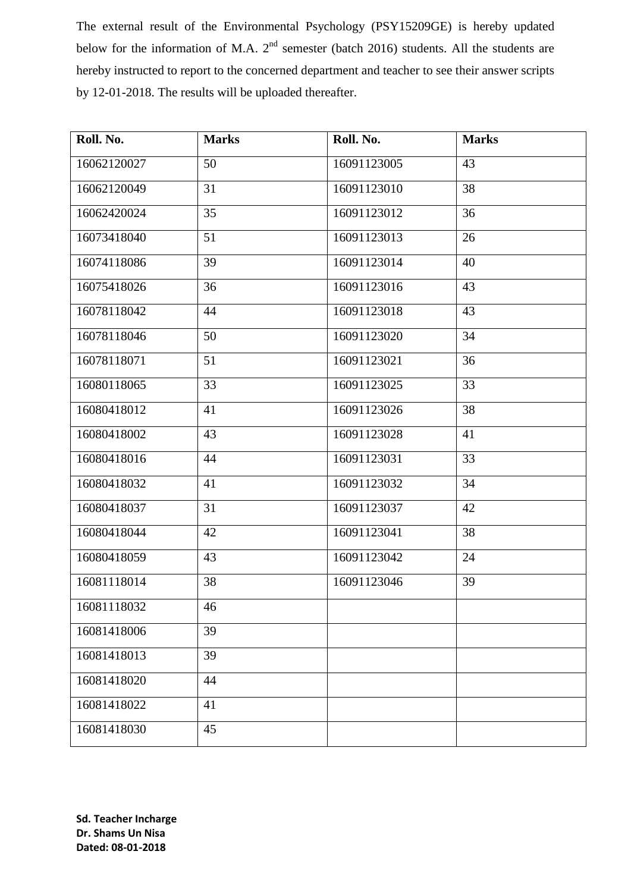The external result of the Environmental Psychology (PSY15209GE) is hereby updated below for the information of M.A. 2nd semester (batch 2016) students. All the students are hereby instructed to report to the concerned department and teacher to see their answer scripts by 12-01-2018. The results will be uploaded thereafter.

| Roll. No. | Marks | Roll. No. | Marks |
|---|---|---|---|
| 16062120027 | 50 | 16091123005 | 43 |
| 16062120049 | 31 | 16091123010 | 38 |
| 16062420024 | 35 | 16091123012 | 36 |
| 16073418040 | 51 | 16091123013 | 26 |
| 16074118086 | 39 | 16091123014 | 40 |
| 16075418026 | 36 | 16091123016 | 43 |
| 16078118042 | 44 | 16091123018 | 43 |
| 16078118046 | 50 | 16091123020 | 34 |
| 16078118071 | 51 | 16091123021 | 36 |
| 16080118065 | 33 | 16091123025 | 33 |
| 16080418012 | 41 | 16091123026 | 38 |
| 16080418002 | 43 | 16091123028 | 41 |
| 16080418016 | 44 | 16091123031 | 33 |
| 16080418032 | 41 | 16091123032 | 34 |
| 16080418037 | 31 | 16091123037 | 42 |
| 16080418044 | 42 | 16091123041 | 38 |
| 16080418059 | 43 | 16091123042 | 24 |
| 16081118014 | 38 | 16091123046 | 39 |
| 16081118032 | 46 | | |
| 16081418006 | 39 | | |
| 16081418013 | 39 | | |
| 16081418020 | 44 | | |
| 16081418022 | 41 | | |
| 16081418030 | 45 | | |

**Sd. Teacher Incharge**
**Dr. Shams Un Nisa**
**Dated: 08-01-2018**